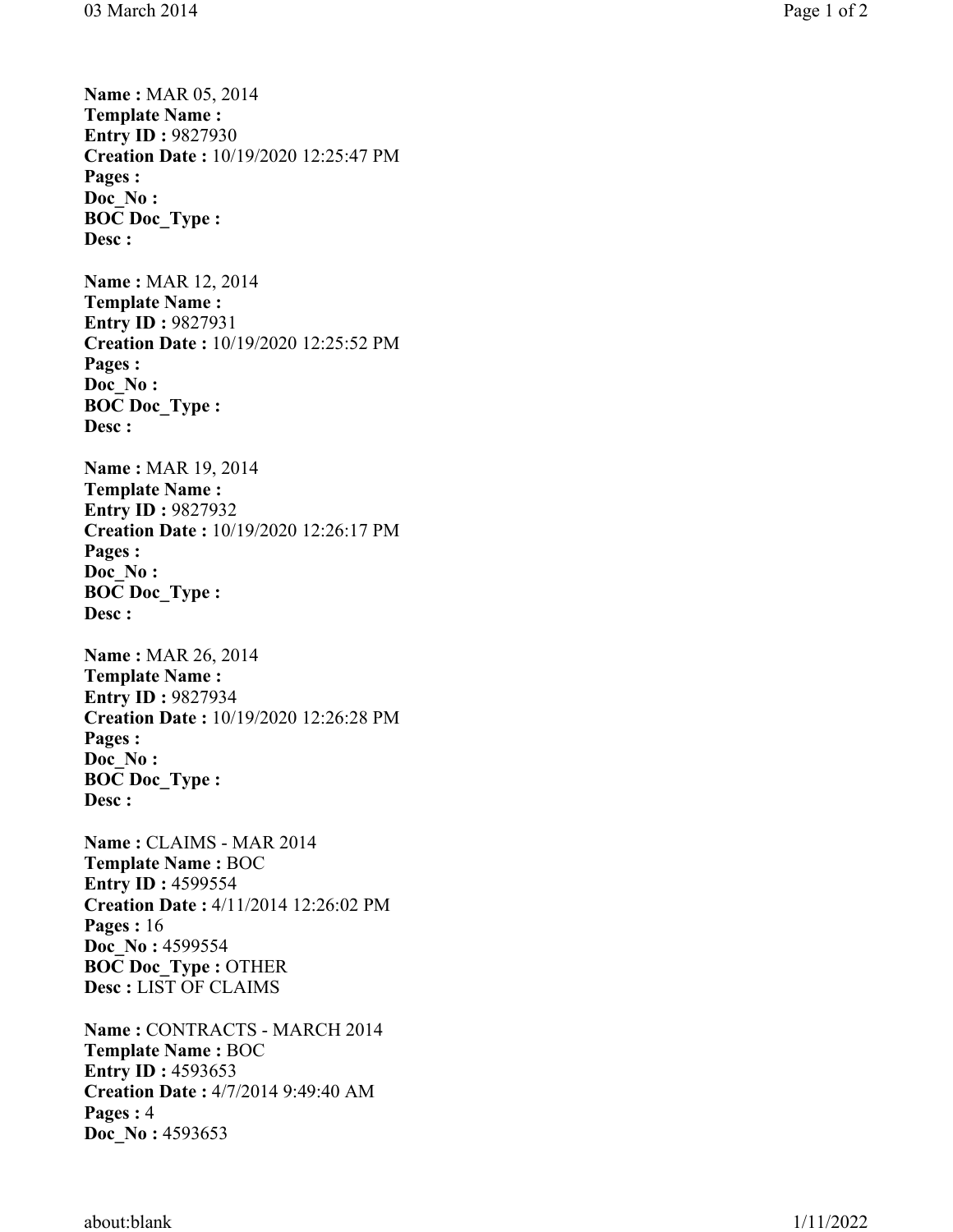**Name :** MAR 05, 2014
**Template Name :**
**Entry ID :** 9827930
**Creation Date :** 10/19/2020 12:25:47 PM
**Pages :**
**Doc_No :**
**BOC Doc_Type :**
**Desc :**

**Name :** MAR 12, 2014
**Template Name :**
**Entry ID :** 9827931
**Creation Date :** 10/19/2020 12:25:52 PM
**Pages :**
**Doc_No :**
**BOC Doc_Type :**
**Desc :**

**Name :** MAR 19, 2014
**Template Name :**
**Entry ID :** 9827932
**Creation Date :** 10/19/2020 12:26:17 PM
**Pages :**
**Doc_No :**
**BOC Doc_Type :**
**Desc :**

**Name :** MAR 26, 2014
**Template Name :**
**Entry ID :** 9827934
**Creation Date :** 10/19/2020 12:26:28 PM
**Pages :**
**Doc_No :**
**BOC Doc_Type :**
**Desc :**

**Name :** CLAIMS - MAR 2014
**Template Name :** BOC
**Entry ID :** 4599554
**Creation Date :** 4/11/2014 12:26:02 PM
**Pages :** 16
**Doc_No :** 4599554
**BOC Doc_Type :** OTHER
**Desc :** LIST OF CLAIMS

**Name :** CONTRACTS - MARCH 2014
**Template Name :** BOC
**Entry ID :** 4593653
**Creation Date :** 4/7/2014 9:49:40 AM
**Pages :** 4
**Doc_No :** 4593653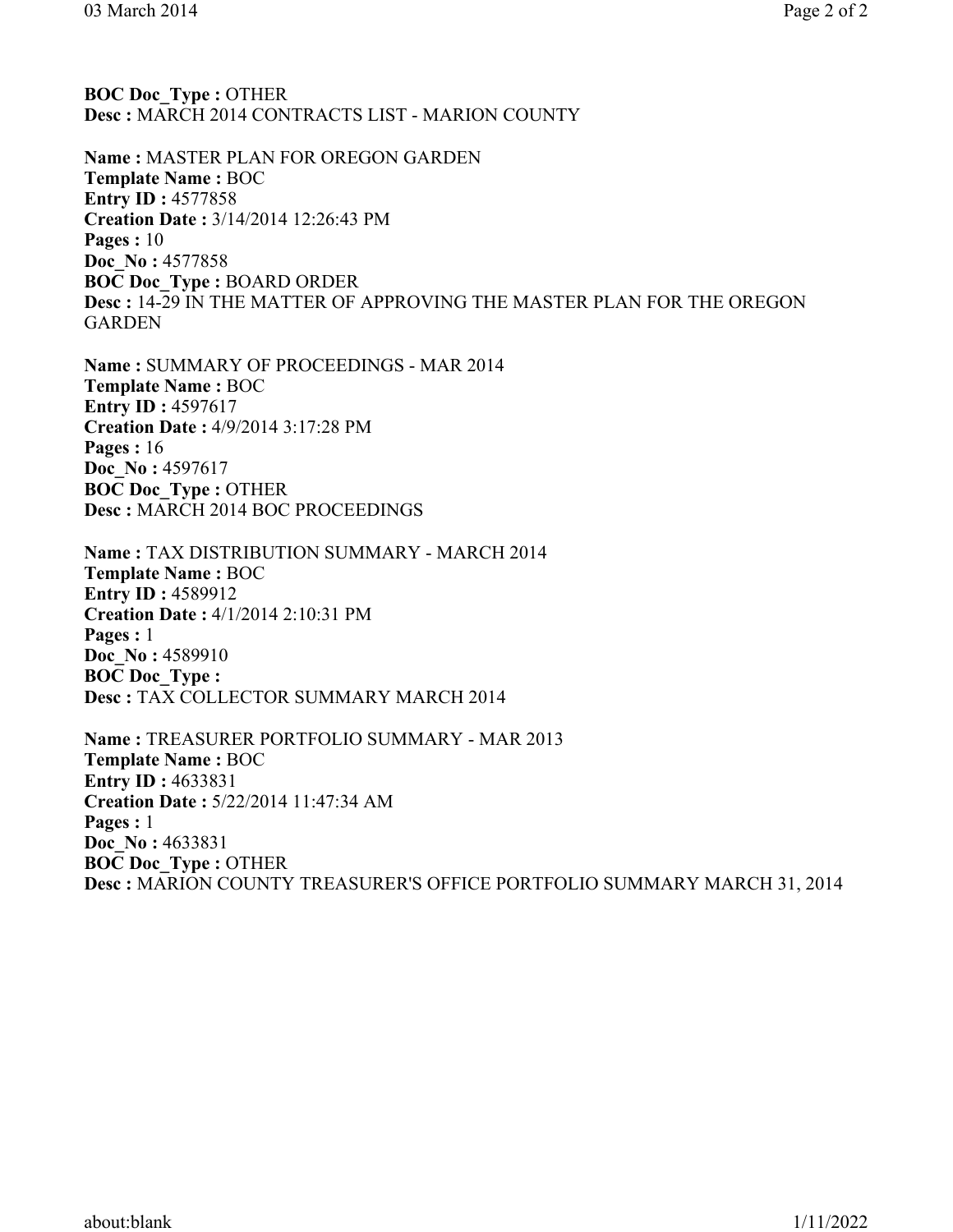**BOC Doc_Type :** OTHER
**Desc :** MARCH 2014 CONTRACTS LIST - MARION COUNTY

**Name :** MASTER PLAN FOR OREGON GARDEN
**Template Name :** BOC
**Entry ID :** 4577858
**Creation Date :** 3/14/2014 12:26:43 PM
**Pages :** 10
**Doc_No :** 4577858
**BOC Doc_Type :** BOARD ORDER
**Desc :** 14-29 IN THE MATTER OF APPROVING THE MASTER PLAN FOR THE OREGON GARDEN

**Name :** SUMMARY OF PROCEEDINGS - MAR 2014
**Template Name :** BOC
**Entry ID :** 4597617
**Creation Date :** 4/9/2014 3:17:28 PM
**Pages :** 16
**Doc_No :** 4597617
**BOC Doc_Type :** OTHER
**Desc :** MARCH 2014 BOC PROCEEDINGS

**Name :** TAX DISTRIBUTION SUMMARY - MARCH 2014
**Template Name :** BOC
**Entry ID :** 4589912
**Creation Date :** 4/1/2014 2:10:31 PM
**Pages :** 1
**Doc_No :** 4589910
**BOC Doc_Type :**
**Desc :** TAX COLLECTOR SUMMARY MARCH 2014

**Name :** TREASURER PORTFOLIO SUMMARY - MAR 2013
**Template Name :** BOC
**Entry ID :** 4633831
**Creation Date :** 5/22/2014 11:47:34 AM
**Pages :** 1
**Doc_No :** 4633831
**BOC Doc_Type :** OTHER
**Desc :** MARION COUNTY TREASURER'S OFFICE PORTFOLIO SUMMARY MARCH 31, 2014